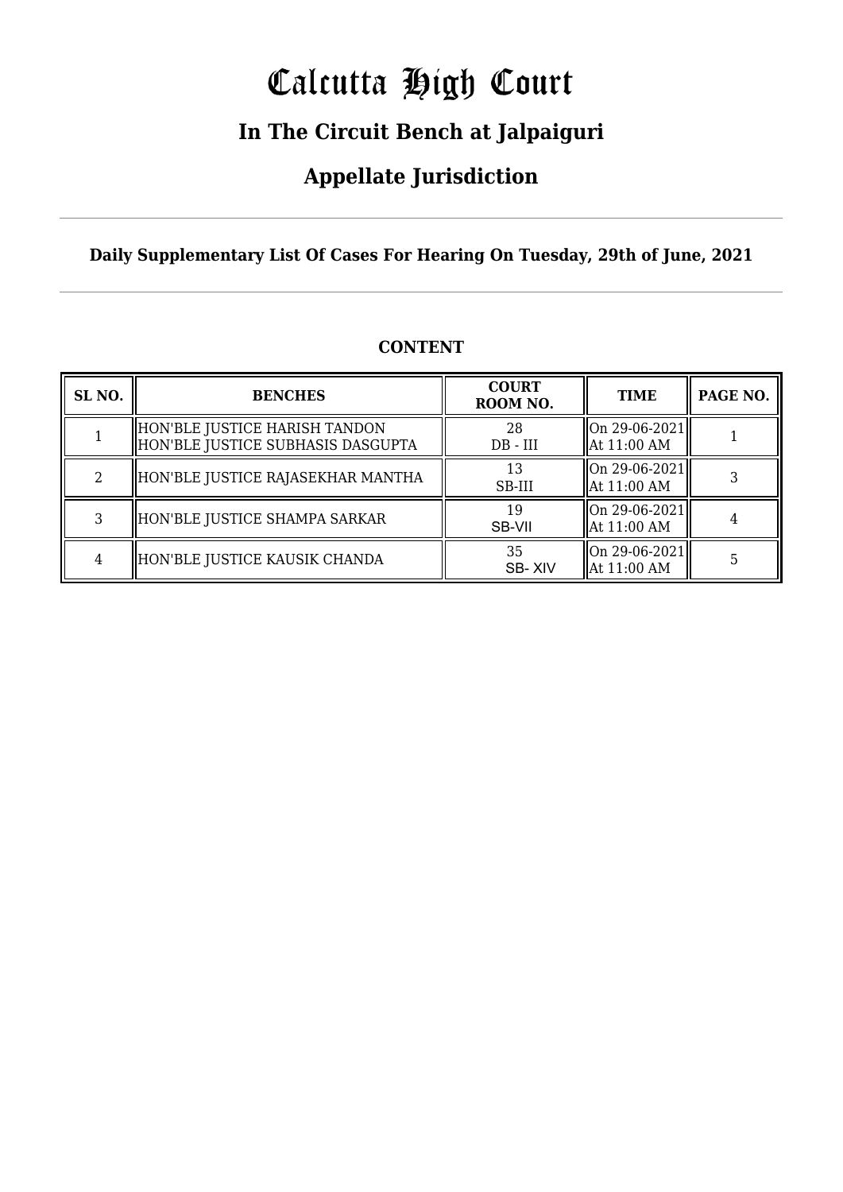# Calcutta High Court

## In The Circuit Bench at Jalpaiguri

## Appellate Jurisdiction

**Daily Supplementary List Of Cases For Hearing On Tuesday, 29th of June, 2021**

### CONTENT

| SL NO. | BENCHES | COURT ROOM NO. | TIME | PAGE NO. |
|---|---|---|---|---|
| 1 | HON'BLE JUSTICE HARISH TANDON<br>HON'BLE JUSTICE SUBHASIS DASGUPTA | 28<br>DB - III | On 29-06-2021<br>At 11:00 AM | 1 |
| 2 | HON'BLE JUSTICE RAJASEKHAR MANTHA | 13<br>SB-III | On 29-06-2021<br>At 11:00 AM | 3 |
| 3 | HON'BLE JUSTICE SHAMPA SARKAR | 19<br>SB-VII | On 29-06-2021<br>At 11:00 AM | 4 |
| 4 | HON'BLE JUSTICE KAUSIK CHANDA | 35<br>SB- XIV | On 29-06-2021<br>At 11:00 AM | 5 |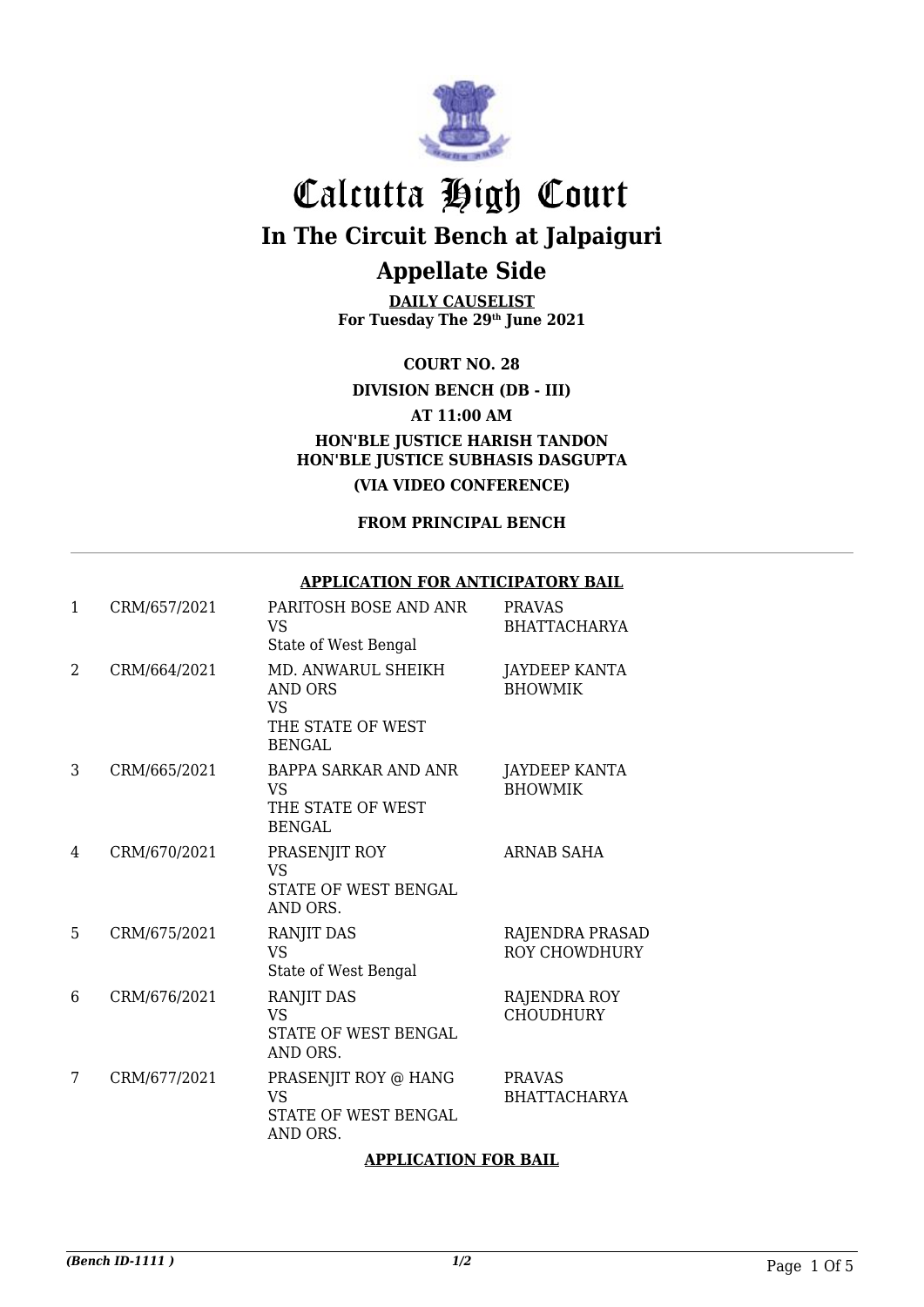# Calcutta High Court

## In The Circuit Bench at Jalpaiguri

## Appellate Side

**DAILY CAUSELIST**
**For Tuesday The 29th June 2021**

**COURT NO. 28**

**DIVISION BENCH (DB - III)**

**AT 11:00 AM**

**HON'BLE JUSTICE HARISH TANDON**
**HON'BLE JUSTICE SUBHASIS DASGUPTA**

**(VIA VIDEO CONFERENCE)**

**FROM PRINCIPAL BENCH**

**APPLICATION FOR ANTICIPATORY BAIL**

| | | | |
|---|---|---|---|
| 1 | CRM/657/2021 | PARITOSH BOSE AND ANR VS State of West Bengal | PRAVAS BHATTACHARYA |
| 2 | CRM/664/2021 | MD. ANWARUL SHEIKH AND ORS VS THE STATE OF WEST BENGAL | JAYDEEP KANTA BHOWMIK |
| 3 | CRM/665/2021 | BAPPA SARKAR AND ANR VS THE STATE OF WEST BENGAL | JAYDEEP KANTA BHOWMIK |
| 4 | CRM/670/2021 | PRASENJIT ROY VS STATE OF WEST BENGAL AND ORS. | ARNAB SAHA |
| 5 | CRM/675/2021 | RANJIT DAS VS State of West Bengal | RAJENDRA PRASAD ROY CHOWDHURY |
| 6 | CRM/676/2021 | RANJIT DAS VS STATE OF WEST BENGAL AND ORS. | RAJENDRA ROY CHOUDHURY |
| 7 | CRM/677/2021 | PRASENJIT ROY @ HANG VS STATE OF WEST BENGAL AND ORS. | PRAVAS BHATTACHARYA |

**APPLICATION FOR BAIL**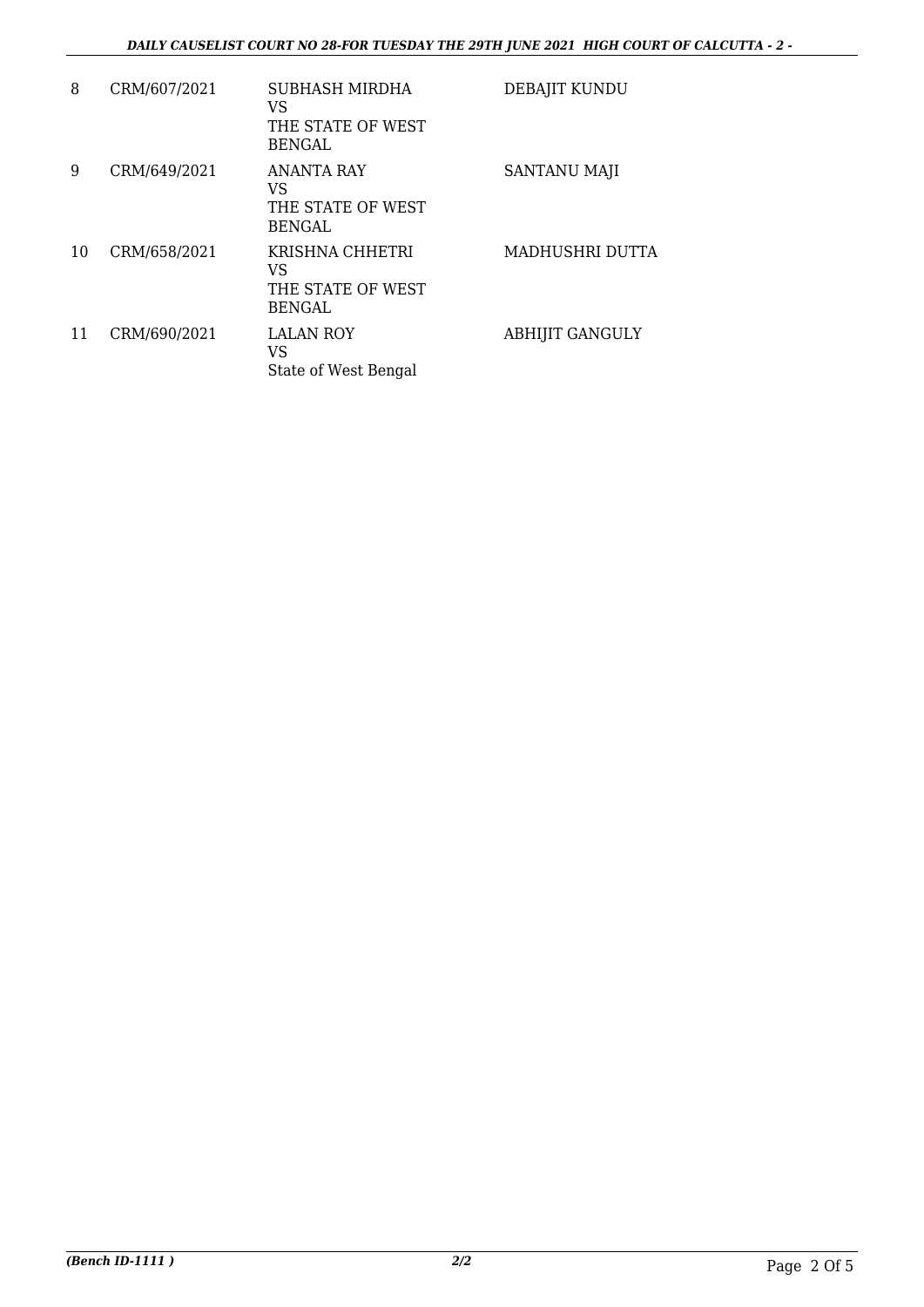| 8 | CRM/607/2021 | SUBHASH MIRDHA<br>VS<br>THE STATE OF WEST BENGAL | DEBAJIT KUNDU |
|---|---|---|---|
| 9 | CRM/649/2021 | ANANTA RAY<br>VS<br>THE STATE OF WEST BENGAL | SANTANU MAJI |
| 10 | CRM/658/2021 | KRISHNA CHHETRI<br>VS<br>THE STATE OF WEST BENGAL | MADHUSHRI DUTTA |
| 11 | CRM/690/2021 | LALAN ROY<br>VS<br>State of West Bengal | ABHIJIT GANGULY |

*(Bench ID-1111 )* 2/2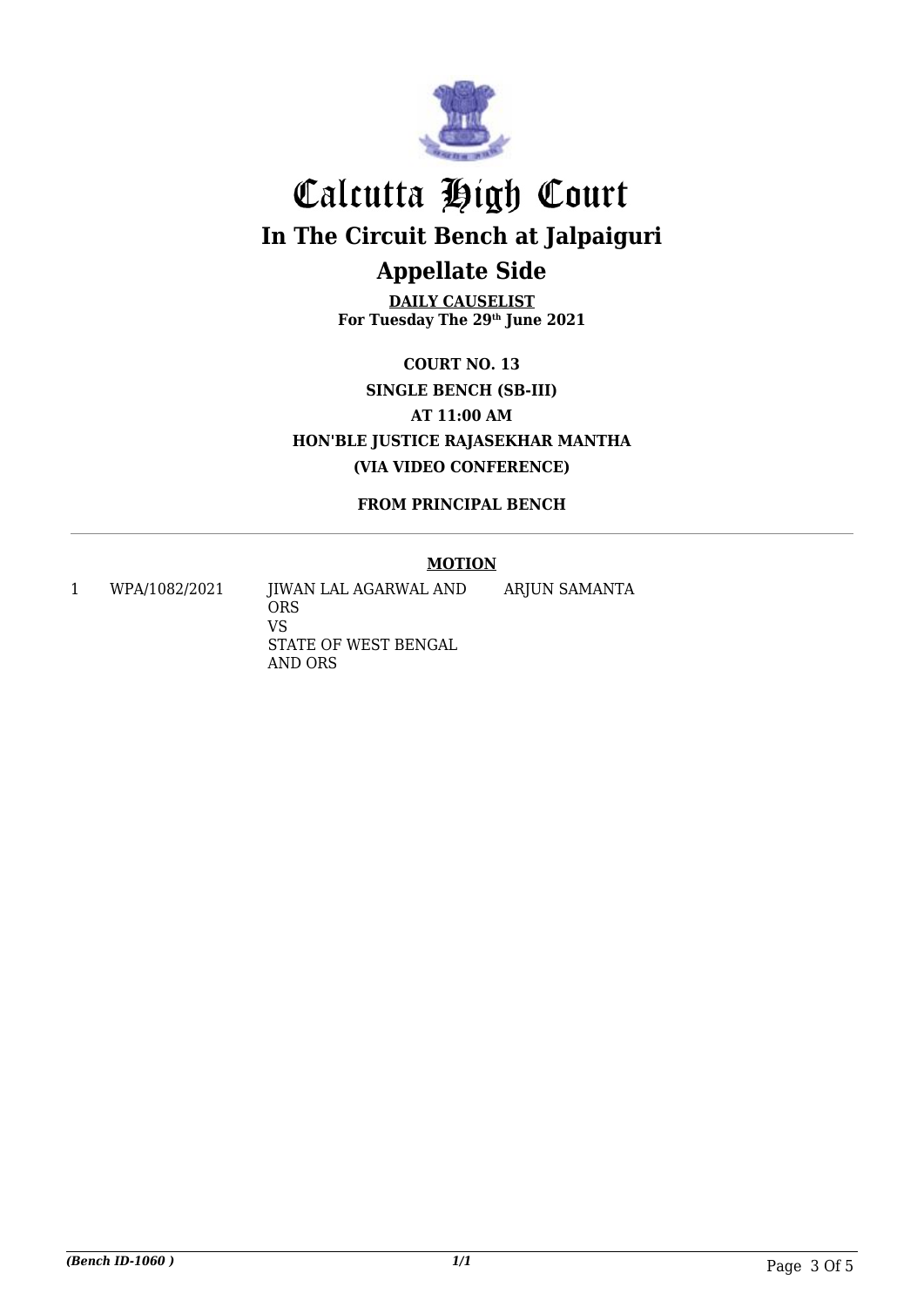# Calcutta High Court

## In The Circuit Bench at Jalpaiguri

## Appellate Side

**DAILY CAUSELIST**
**For Tuesday The 29th June 2021**

**COURT NO. 13**
**SINGLE BENCH (SB-III)**
**AT 11:00 AM**
**HON'BLE JUSTICE RAJASEKHAR MANTHA**
**(VIA VIDEO CONFERENCE)**

**FROM PRINCIPAL BENCH**

**MOTION**

| | | | |
|---|---|---|---|
| 1 | WPA/1082/2021 | JIWAN LAL AGARWAL AND ORS<br>VS<br>STATE OF WEST BENGAL AND ORS | ARJUN SAMANTA |

*(Bench ID-1060 )*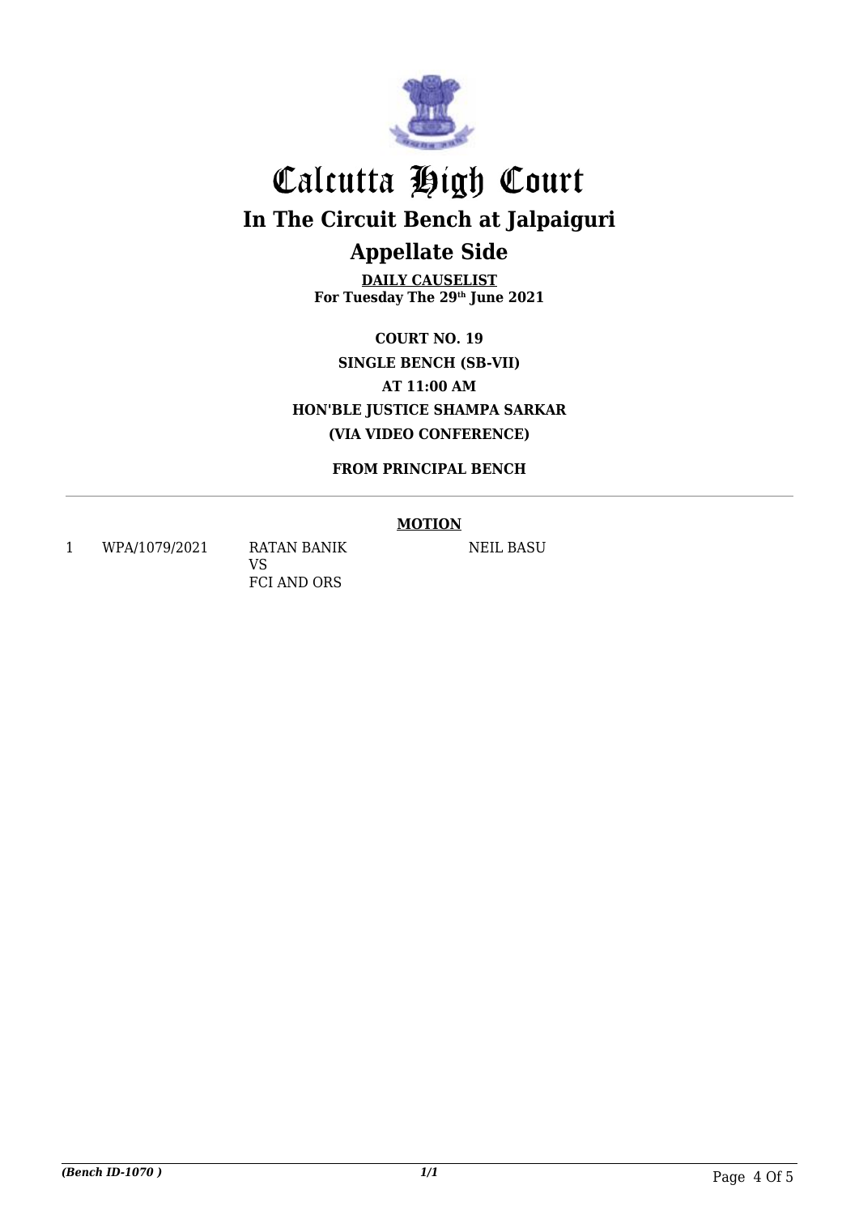# Calcutta High Court

## In The Circuit Bench at Jalpaiguri

## Appellate Side

**DAILY CAUSELIST**
**For Tuesday The 29th June 2021**

**COURT NO. 19**
**SINGLE BENCH (SB-VII)**
**AT 11:00 AM**
**HON'BLE JUSTICE SHAMPA SARKAR**
**(VIA VIDEO CONFERENCE)**

**FROM PRINCIPAL BENCH**

**MOTION**

| | | | |
|---|---|---|---|
| 1 | WPA/1079/2021 | RATAN BANIK VS FCI AND ORS | NEIL BASU |

*(Bench ID-1070 )* *1/1*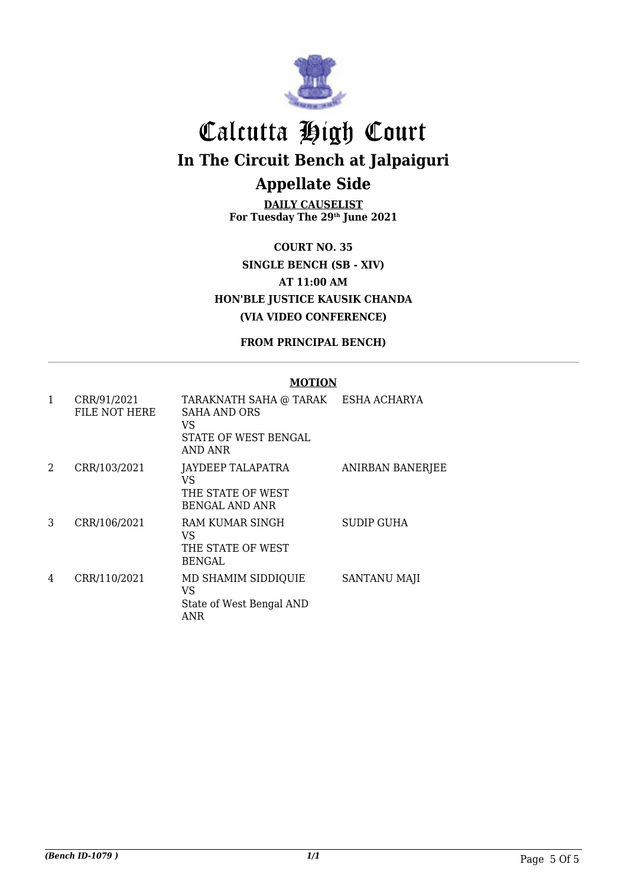# Calcutta High Court

## In The Circuit Bench at Jalpaiguri

## Appellate Side

**DAILY CAUSELIST**
**For Tuesday The 29th June 2021**

**COURT NO. 35**
**SINGLE BENCH (SB - XIV)**
**AT 11:00 AM**
**HON'BLE JUSTICE KAUSIK CHANDA**
**(VIA VIDEO CONFERENCE)**

**FROM PRINCIPAL BENCH)**

**MOTION**

| | | | |
|---|---|---|---|
| 1 | CRR/91/2021 FILE NOT HERE | TARAKNATH SAHA @ TARAK SAHA AND ORS VS STATE OF WEST BENGAL AND ANR | ESHA ACHARYA |
| 2 | CRR/103/2021 | JAYDEEP TALAPATRA VS THE STATE OF WEST BENGAL AND ANR | ANIRBAN BANERJEE |
| 3 | CRR/106/2021 | RAM KUMAR SINGH VS THE STATE OF WEST BENGAL | SUDIP GUHA |
| 4 | CRR/110/2021 | MD SHAMIM SIDDIQUIE VS State of West Bengal AND ANR | SANTANU MAJI |

*(Bench ID-1079 )*